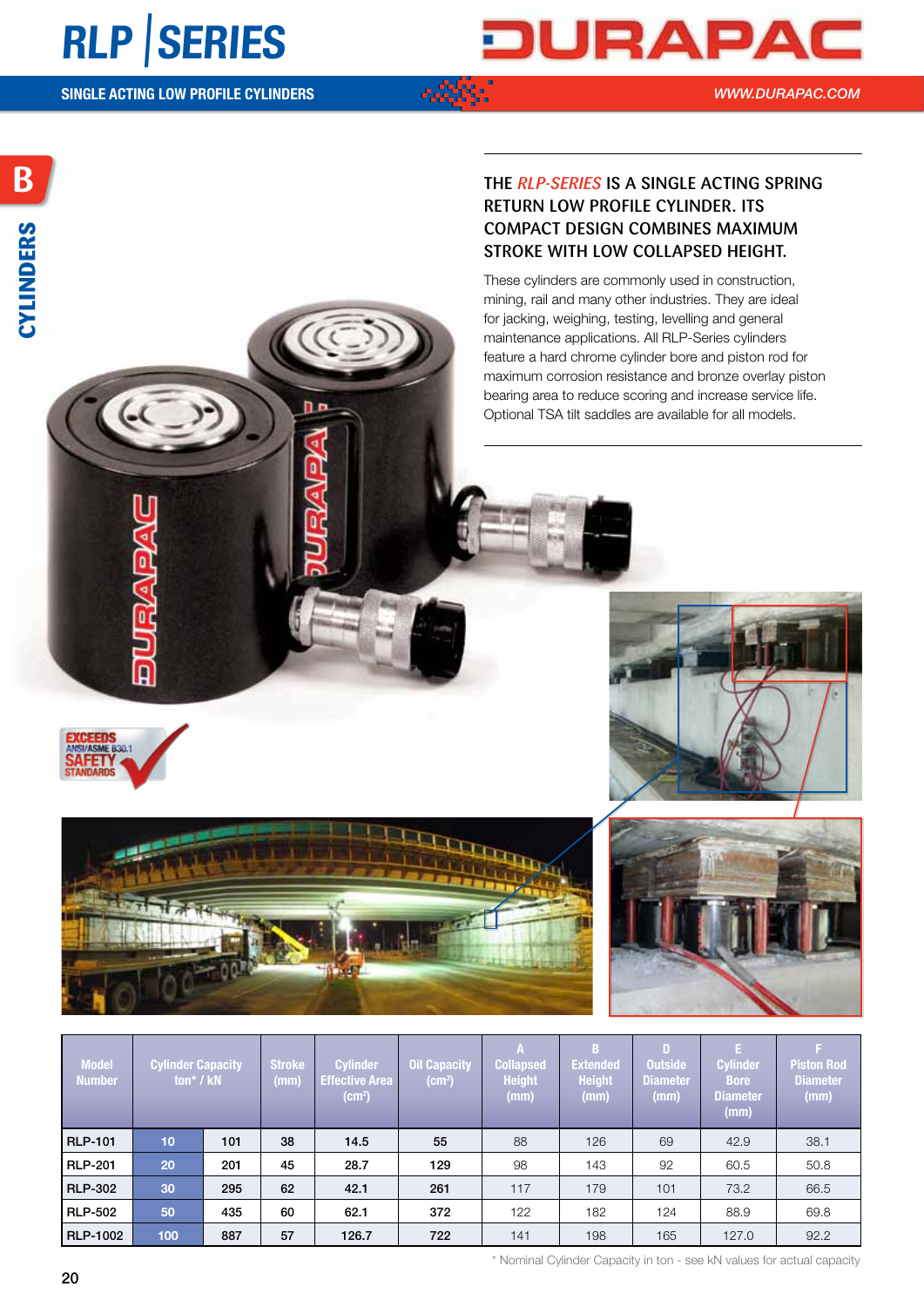# RLP SERIES

**SINGLE ACTING LOW PROFILE CYLINDERS**

## THE *RLP-SERIES* IS A SINGLE ACTING SPRING RETURN LOW PROFILE CYLINDER. ITS COMPACT DESIGN COMBINES MAXIMUM STROKE WITH LOW COLLAPSED HEIGHT.

These cylinders are commonly used in construction, mining, rail and many other industries. They are ideal for jacking, weighing, testing, levelling and general maintenance applications. All RLP-Series cylinders feature a hard chrome cylinder bore and piston rod for maximum corrosion resistance and bronze overlay piston bearing area to reduce scoring and increase service life. Optional TSA tilt saddles are available for all models.

| Model Number | Cylinder Capacity ton* / kN | | Stroke (mm) | Cylinder Effective Area (cm²) | Oil Capacity (cm³) | A Collapsed Height (mm) | B Extended Height (mm) | D Outside Diameter (mm) | E Cylinder Bore Diameter (mm) | F Piston Rod Diameter (mm) |
|---|---|---|---|---|---|---|---|---|---|---|
| RLP-101 | 10 | 101 | 38 | 14.5 | 55 | 88 | 126 | 69 | 42.9 | 38.1 |
| RLP-201 | 20 | 201 | 45 | 28.7 | 129 | 98 | 143 | 92 | 60.5 | 50.8 |
| RLP-302 | 30 | 295 | 62 | 42.1 | 261 | 117 | 179 | 101 | 73.2 | 66.5 |
| RLP-502 | 50 | 435 | 60 | 62.1 | 372 | 122 | 182 | 124 | 88.9 | 69.8 |
| RLP-1002 | 100 | 887 | 57 | 126.7 | 722 | 141 | 198 | 165 | 127.0 | 92.2 |

\* Nominal Cylinder Capacity in ton - see kN values for actual capacity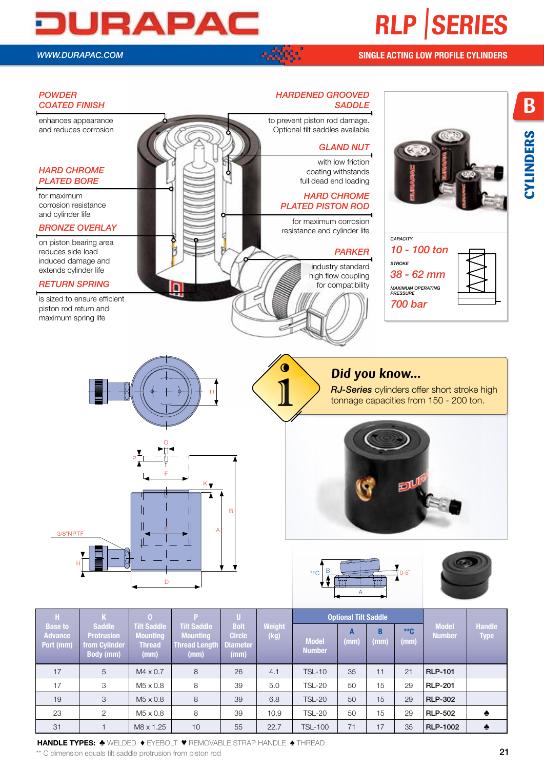# DURAPAC

## RLP | SERIES

WWW.DURAPAC.COM

SINGLE ACTING LOW PROFILE CYLINDERS

B

CYLINDERS

*POWDER COATED FINISH*

enhances appearance and reduces corrosion

*HARD CHROME PLATED BORE*

for maximum corrosion resistance and cylinder life

*BRONZE OVERLAY*

on piston bearing area reduces side load induced damage and extends cylinder life

*RETURN SPRING*

is sized to ensure efficient piston rod return and maximum spring life

*HARDENED GROOVED SADDLE*

to prevent piston rod damage. Optional tilt saddles available

*GLAND NUT*

with low friction coating withstands full dead end loading

*HARD CHROME PLATED PISTON ROD*

for maximum corrosion resistance and cylinder life

*PARKER*

industry standard high flow coupling for compatibility

CAPACITY
*10 - 100 ton*

STROKE
*38 - 62 mm*

MAXIMUM OPERATING PRESSURE
*700 bar*

### Did you know...

*RJ-Series* cylinders offer short stroke high tonnage capacities from 150 - 200 ton.

U

O

P

F

K

B

A

E

3/8"NPTF

H

D

**C

B

0-5˚

A

| H Base to Advance Port (mm) | K Saddle Protrusion from Cylinder Body (mm) | O Tilt Saddle Mounting Thread (mm) | P Tilt Saddle Mounting Thread Length (mm) | U Bolt Circle Diameter (mm) | Weight (kg) | Optional Tilt Saddle | | | | Model Number | Handle Type |
|---|---|---|---|---|---|---|---|---|---|---|---|
| | | | | | | Model Number | A (mm) | B (mm) | **C (mm) | | |
| 17 | 5 | M4 x 0.7 | 8 | 26 | 4.1 | TSL-10 | 35 | 11 | 21 | **RLP-101** | |
| 17 | 3 | M5 x 0.8 | 8 | 39 | 5.0 | TSL-20 | 50 | 15 | 29 | **RLP-201** | |
| 19 | 3 | M5 x 0.8 | 8 | 39 | 6.8 | TSL-20 | 50 | 15 | 29 | **RLP-302** | |
| 23 | 2 | M5 x 0.8 | 8 | 39 | 10.9 | TSL-20 | 50 | 15 | 29 | **RLP-502** | ♣ |
| 31 | 1 | M8 x 1.25 | 10 | 55 | 22.7 | TSL-100 | 71 | 17 | 35 | **RLP-1002** | ♣ |

**HANDLE TYPES:** ♣ WELDED ♦ EYEBOLT ♥ REMOVABLE STRAP HANDLE ♠ THREAD

** C dimension equals tilt saddle protrusion from piston rod